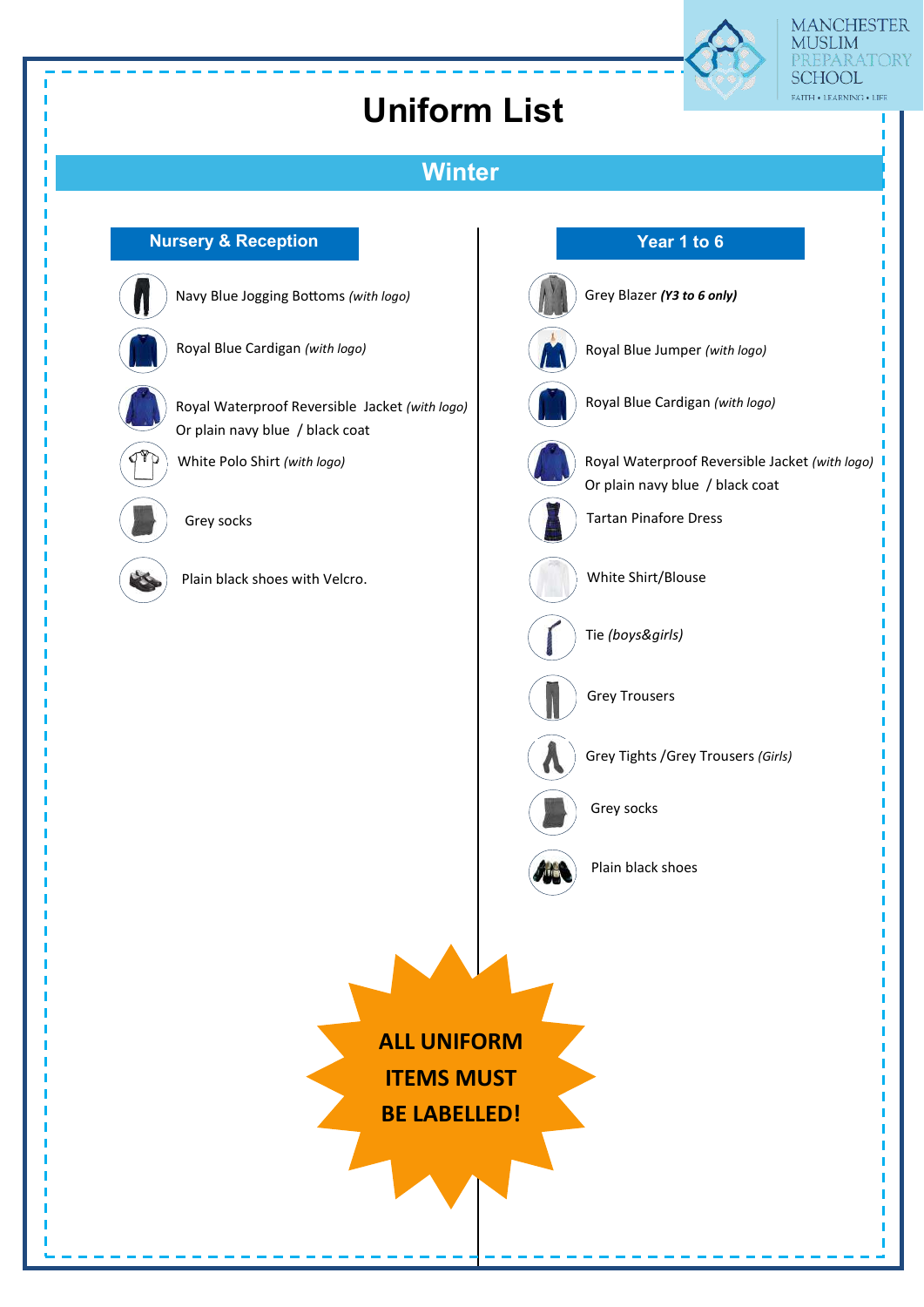MANCHESTER MUSLIM PREPARATORY SCHOOL

FAITH • LEARNING • LIFE

# Uniform List

## Winter

### Nursery & Reception

- Navy Blue Jogging Bottoms *(with logo)*
- Royal Blue Cardigan *(with logo)*
- Royal Waterproof Reversible Jacket *(with logo)* Or plain navy blue / black coat
- White Polo Shirt *(with logo)*
- Grey socks
- Plain black shoes with Velcro.

### Year 1 to 6

- Grey Blazer ***(Y3 to 6 only)***
- Royal Blue Jumper *(with logo)*
- Royal Blue Cardigan *(with logo)*
- Royal Waterproof Reversible Jacket *(with logo)* Or plain navy blue / black coat
- Tartan Pinafore Dress
- White Shirt/Blouse
- Tie *(boys&girls)*
- Grey Trousers
- Grey Tights /Grey Trousers *(Girls)*
- Grey socks
- Plain black shoes

**ALL UNIFORM ITEMS MUST BE LABELLED!**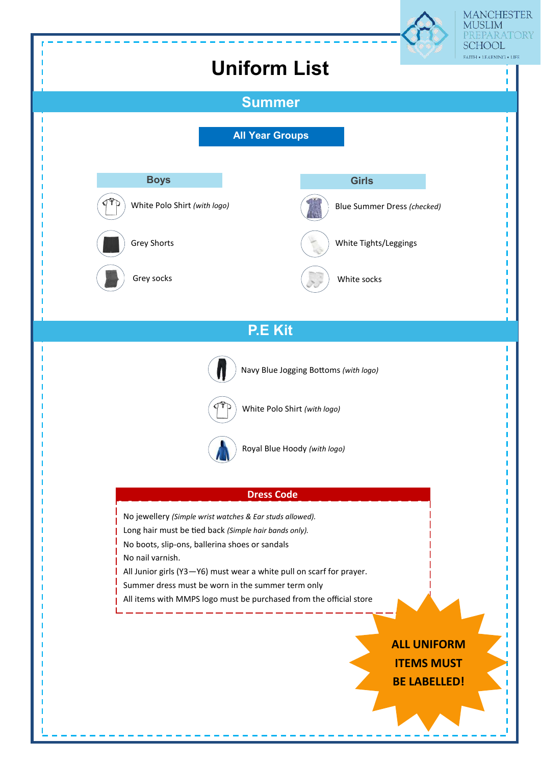MANCHESTER MUSLIM PREPARATORY SCHOOL

FAITH • LEARNING • LIFE

# Uniform List

## Summer

### All Year Groups

**Boys**

- White Polo Shirt *(with logo)*
- Grey Shorts
- Grey socks

**Girls**

- Blue Summer Dress *(checked)*
- White Tights/Leggings
- White socks

## P.E Kit

- Navy Blue Jogging Bottoms *(with logo)*
- White Polo Shirt *(with logo)*
- Royal Blue Hoody *(with logo)*

### Dress Code

No jewellery *(Simple wrist watches & Ear studs allowed).*

Long hair must be tied back *(Simple hair bands only).*

No boots, slip-ons, ballerina shoes or sandals

No nail varnish.

All Junior girls (Y3—Y6) must wear a white pull on scarf for prayer.

Summer dress must be worn in the summer term only

All items with MMPS logo must be purchased from the official store

**ALL UNIFORM ITEMS MUST BE LABELLED!**